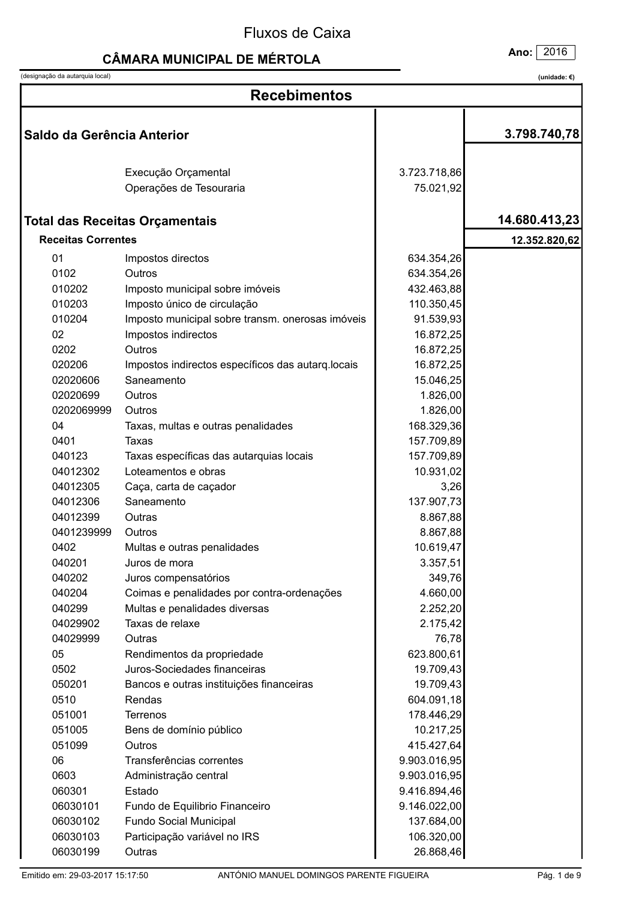# Fluxos de Caixa

## CÂMARA MUNICIPAL DE MÉRTOLA

(designação da autarquia local)

**Ano:** 2016

**(unidade: €)**

## Recebimentos

| | | | |
|---|---|---|---|
| **Saldo da Gerência Anterior** | | | **3.798.740,78** |
| | Execução Orçamental | 3.723.718,86 | |
| | Operações de Tesouraria | 75.021,92 | |
| **Total das Receitas Orçamentais** | | | **14.680.413,23** |
| **Receitas Correntes** | | | **12.352.820,62** |
| 01 | Impostos directos | 634.354,26 | |
| 0102 | Outros | 634.354,26 | |
| 010202 | Imposto municipal sobre imóveis | 432.463,88 | |
| 010203 | Imposto único de circulação | 110.350,45 | |
| 010204 | Imposto municipal sobre transm. onerosas imóveis | 91.539,93 | |
| 02 | Impostos indirectos | 16.872,25 | |
| 0202 | Outros | 16.872,25 | |
| 020206 | Impostos indirectos específicos das autarq.locais | 16.872,25 | |
| 02020606 | Saneamento | 15.046,25 | |
| 02020699 | Outros | 1.826,00 | |
| 0202069999 | Outros | 1.826,00 | |
| 04 | Taxas, multas e outras penalidades | 168.329,36 | |
| 0401 | Taxas | 157.709,89 | |
| 040123 | Taxas específicas das autarquias locais | 157.709,89 | |
| 04012302 | Loteamentos e obras | 10.931,02 | |
| 04012305 | Caça, carta de caçador | 3,26 | |
| 04012306 | Saneamento | 137.907,73 | |
| 04012399 | Outras | 8.867,88 | |
| 0401239999 | Outros | 8.867,88 | |
| 0402 | Multas e outras penalidades | 10.619,47 | |
| 040201 | Juros de mora | 3.357,51 | |
| 040202 | Juros compensatórios | 349,76 | |
| 040204 | Coimas e penalidades por contra-ordenações | 4.660,00 | |
| 040299 | Multas e penalidades diversas | 2.252,20 | |
| 04029902 | Taxas de relaxe | 2.175,42 | |
| 04029999 | Outras | 76,78 | |
| 05 | Rendimentos da propriedade | 623.800,61 | |
| 0502 | Juros-Sociedades financeiras | 19.709,43 | |
| 050201 | Bancos e outras instituições financeiras | 19.709,43 | |
| 0510 | Rendas | 604.091,18 | |
| 051001 | Terrenos | 178.446,29 | |
| 051005 | Bens de domínio público | 10.217,25 | |
| 051099 | Outros | 415.427,64 | |
| 06 | Transferências correntes | 9.903.016,95 | |
| 0603 | Administração central | 9.903.016,95 | |
| 060301 | Estado | 9.416.894,46 | |
| 06030101 | Fundo de Equilibrio Financeiro | 9.146.022,00 | |
| 06030102 | Fundo Social Municipal | 137.684,00 | |
| 06030103 | Participação variável no IRS | 106.320,00 | |
| 06030199 | Outras | 26.868,46 | |

Emitido em: 29-03-2017 15:17:50 ANTÓNIO MANUEL DOMINGOS PARENTE FIGUEIRA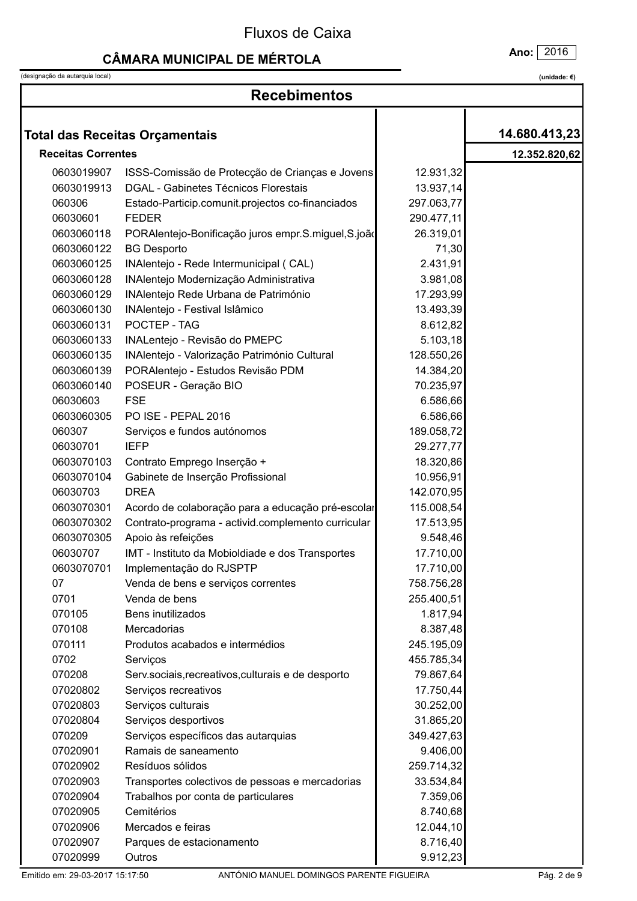# Fluxos de Caixa

## CÂMARA MUNICIPAL DE MÉRTOLA

(designação da autarquia local)

**Ano:** 2016

**(unidade: €)**

## Recebimentos

| Código | Designação | Valor | Total |
|---|---|---|---|
| **Total das Receitas Orçamentais** | | | **14.680.413,23** |
| **Receitas Correntes** | | | **12.352.820,62** |
| 0603019907 | ISSS-Comissão de Protecção de Crianças e Jovens | 12.931,32 | |
| 0603019913 | DGAL - Gabinetes Técnicos Florestais | 13.937,14 | |
| 060306 | Estado-Particip.comunit.projectos co-financiados | 297.063,77 | |
| 06030601 | FEDER | 290.477,11 | |
| 0603060118 | PORAlentejo-Bonificação juros empr.S.miguel,S.joão | 26.319,01 | |
| 0603060122 | BG Desporto | 71,30 | |
| 0603060125 | INAlentejo - Rede Intermunicipal ( CAL) | 2.431,91 | |
| 0603060128 | INAlentejo Modernização Administrativa | 3.981,08 | |
| 0603060129 | INAlentejo Rede Urbana de Património | 17.293,99 | |
| 0603060130 | INAlentejo - Festival Islâmico | 13.493,39 | |
| 0603060131 | POCTEP - TAG | 8.612,82 | |
| 0603060133 | INALentejo - Revisão do PMEPC | 5.103,18 | |
| 0603060135 | INAlentejo - Valorização Património Cultural | 128.550,26 | |
| 0603060139 | PORAlentejo - Estudos Revisão PDM | 14.384,20 | |
| 0603060140 | POSEUR - Geração BIO | 70.235,97 | |
| 06030603 | FSE | 6.586,66 | |
| 0603060305 | PO ISE - PEPAL 2016 | 6.586,66 | |
| 060307 | Serviços e fundos autónomos | 189.058,72 | |
| 06030701 | IEFP | 29.277,77 | |
| 0603070103 | Contrato Emprego Inserção + | 18.320,86 | |
| 0603070104 | Gabinete de Inserção Profissional | 10.956,91 | |
| 06030703 | DREA | 142.070,95 | |
| 0603070301 | Acordo de colaboração para a educação pré-escolar | 115.008,54 | |
| 0603070302 | Contrato-programa - activid.complemento curricular | 17.513,95 | |
| 0603070305 | Apoio às refeições | 9.548,46 | |
| 06030707 | IMT - Instituto da Mobioldiade e dos Transportes | 17.710,00 | |
| 0603070701 | Implementação do RJSPTP | 17.710,00 | |
| 07 | Venda de bens e serviços correntes | 758.756,28 | |
| 0701 | Venda de bens | 255.400,51 | |
| 070105 | Bens inutilizados | 1.817,94 | |
| 070108 | Mercadorias | 8.387,48 | |
| 070111 | Produtos acabados e intermédios | 245.195,09 | |
| 0702 | Serviços | 455.785,34 | |
| 070208 | Serv.sociais,recreativos,culturais e de desporto | 79.867,64 | |
| 07020802 | Serviços recreativos | 17.750,44 | |
| 07020803 | Serviços culturais | 30.252,00 | |
| 07020804 | Serviços desportivos | 31.865,20 | |
| 070209 | Serviços específicos das autarquias | 349.427,63 | |
| 07020901 | Ramais de saneamento | 9.406,00 | |
| 07020902 | Resíduos sólidos | 259.714,32 | |
| 07020903 | Transportes colectivos de pessoas e mercadorias | 33.534,84 | |
| 07020904 | Trabalhos por conta de particulares | 7.359,06 | |
| 07020905 | Cemitérios | 8.740,68 | |
| 07020906 | Mercados e feiras | 12.044,10 | |
| 07020907 | Parques de estacionamento | 8.716,40 | |
| 07020999 | Outros | 9.912,23 | |

Emitido em: 29-03-2017 15:17:50 — ANTÓNIO MANUEL DOMINGOS PARENTE FIGUEIRA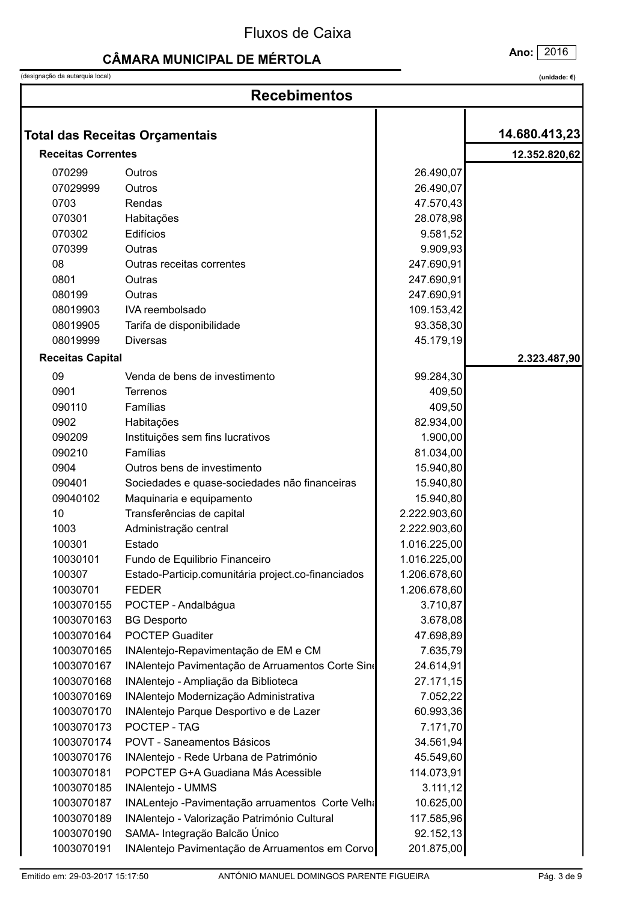# Fluxos de Caixa

## CÂMARA MUNICIPAL DE MÉRTOLA

(designação da autarquia local)

**Ano:** 2016

**(unidade: €)**

## Recebimentos

| | | | |
|---|---|---|---|
| **Total das Receitas Orçamentais** | | | **14.680.413,23** |
| **Receitas Correntes** | | | **12.352.820,62** |
| 070299 | Outros | 26.490,07 | |
| 07029999 | Outros | 26.490,07 | |
| 0703 | Rendas | 47.570,43 | |
| 070301 | Habitações | 28.078,98 | |
| 070302 | Edifícios | 9.581,52 | |
| 070399 | Outras | 9.909,93 | |
| 08 | Outras receitas correntes | 247.690,91 | |
| 0801 | Outras | 247.690,91 | |
| 080199 | Outras | 247.690,91 | |
| 08019903 | IVA reembolsado | 109.153,42 | |
| 08019905 | Tarifa de disponibilidade | 93.358,30 | |
| 08019999 | Diversas | 45.179,19 | |
| **Receitas Capital** | | | **2.323.487,90** |
| 09 | Venda de bens de investimento | 99.284,30 | |
| 0901 | Terrenos | 409,50 | |
| 090110 | Famílias | 409,50 | |
| 0902 | Habitações | 82.934,00 | |
| 090209 | Instituições sem fins lucrativos | 1.900,00 | |
| 090210 | Famílias | 81.034,00 | |
| 0904 | Outros bens de investimento | 15.940,80 | |
| 090401 | Sociedades e quase-sociedades não financeiras | 15.940,80 | |
| 09040102 | Maquinaria e equipamento | 15.940,80 | |
| 10 | Transferências de capital | 2.222.903,60 | |
| 1003 | Administração central | 2.222.903,60 | |
| 100301 | Estado | 1.016.225,00 | |
| 10030101 | Fundo de Equilibrio Financeiro | 1.016.225,00 | |
| 100307 | Estado-Particip.comunitária project.co-financiados | 1.206.678,60 | |
| 10030701 | FEDER | 1.206.678,60 | |
| 1003070155 | POCTEP - Andalbágua | 3.710,87 | |
| 1003070163 | BG Desporto | 3.678,08 | |
| 1003070164 | POCTEP Guaditer | 47.698,89 | |
| 1003070165 | INAlentejo-Repavimentação de EM e CM | 7.635,79 | |
| 1003070167 | INAlentejo Pavimentação de Arruamentos Corte Sin | 24.614,91 | |
| 1003070168 | INAlentejo - Ampliação da Biblioteca | 27.171,15 | |
| 1003070169 | INAlentejo Modernização Administrativa | 7.052,22 | |
| 1003070170 | INAlentejo Parque Desportivo e de Lazer | 60.993,36 | |
| 1003070173 | POCTEP - TAG | 7.171,70 | |
| 1003070174 | POVT - Saneamentos Básicos | 34.561,94 | |
| 1003070176 | INAlentejo - Rede Urbana de Património | 45.549,60 | |
| 1003070181 | POPCTEP G+A Guadiana Más Acessible | 114.073,91 | |
| 1003070185 | INAlentejo - UMMS | 3.111,12 | |
| 1003070187 | INALentejo -Pavimentação arruamentos Corte Velh | 10.625,00 | |
| 1003070189 | INAlentejo - Valorização Património Cultural | 117.585,96 | |
| 1003070190 | SAMA- Integração Balcão Único | 92.152,13 | |
| 1003070191 | INAlentejo Pavimentação de Arruamentos em Corvo | 201.875,00 | |

Emitido em: 29-03-2017 15:17:50 ANTÓNIO MANUEL DOMINGOS PARENTE FIGUEIRA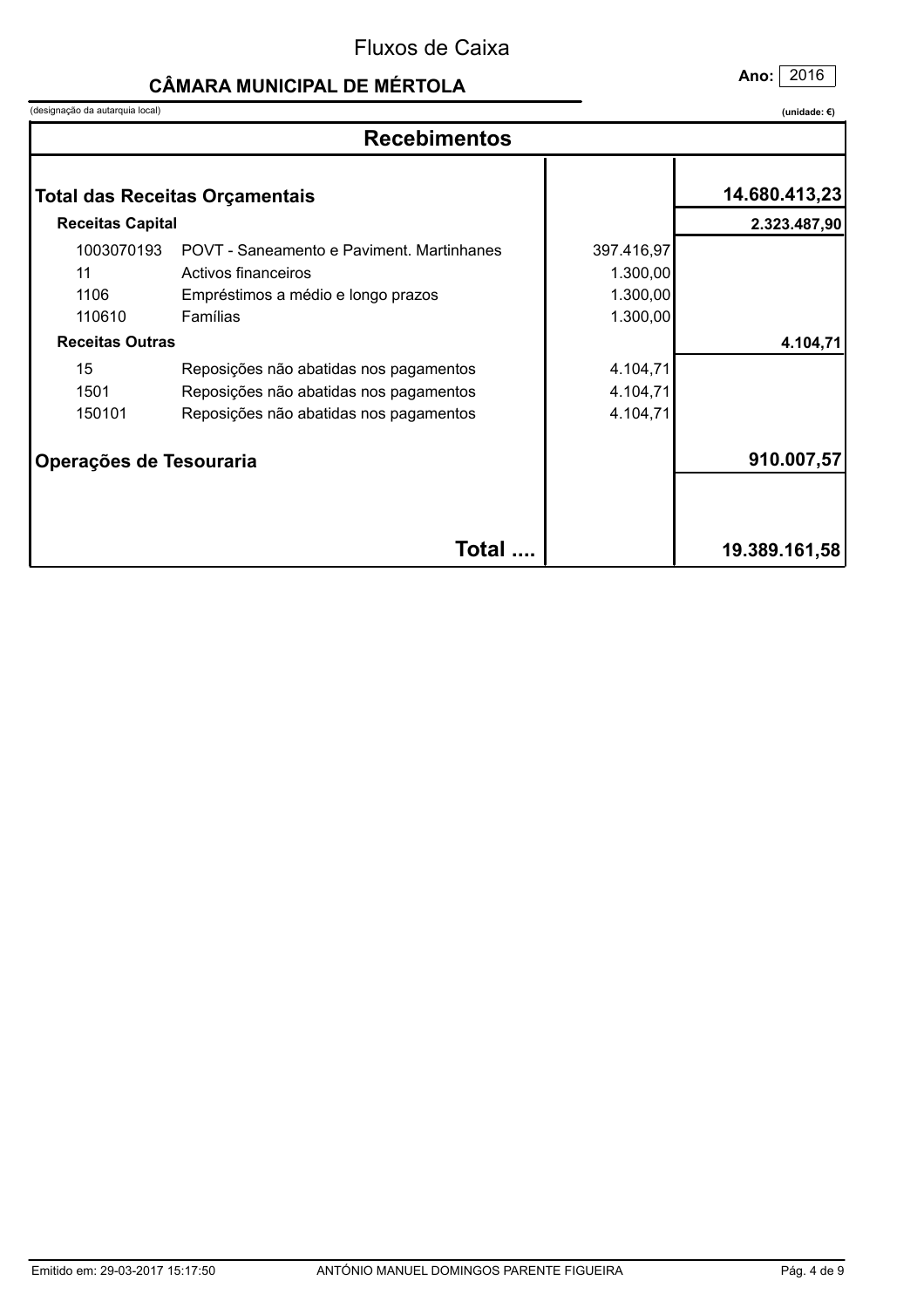# Fluxos de Caixa

## CÂMARA MUNICIPAL DE MÉRTOLA

**Ano:** 2016

(designação da autarquia local)

**(unidade: €)**

| Recebimentos | | | |
|---|---|---|---|
| **Total das Receitas Orçamentais** | | | **14.680.413,23** |
| **Receitas Capital** | | | **2.323.487,90** |
| 1003070193 | POVT - Saneamento e Paviment. Martinhanes | 397.416,97 | |
| 11 | Activos financeiros | 1.300,00 | |
| 1106 | Empréstimos a médio e longo prazos | 1.300,00 | |
| 110610 | Famílias | 1.300,00 | |
| **Receitas Outras** | | | **4.104,71** |
| 15 | Reposições não abatidas nos pagamentos | 4.104,71 | |
| 1501 | Reposições não abatidas nos pagamentos | 4.104,71 | |
| 150101 | Reposições não abatidas nos pagamentos | 4.104,71 | |
| **Operações de Tesouraria** | | | **910.007,57** |
| | **Total ....** | | **19.389.161,58** |

Emitido em: 29-03-2017 15:17:50

ANTÓNIO MANUEL DOMINGOS PARENTE FIGUEIRA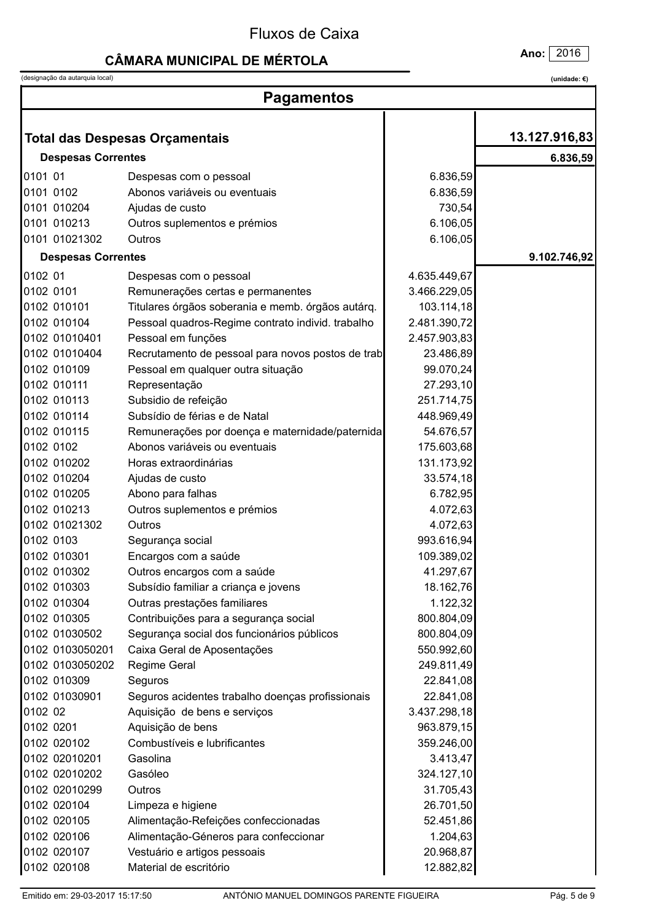# Fluxos de Caixa

## CÂMARA MUNICIPAL DE MÉRTOLA

**Ano:** 2016

(designação da autarquia local) **(unidade: €)**

## Pagamentos

| Código | Descrição | | |
|---|---|---|---|
| | **Total das Despesas Orçamentais** | | **13.127.916,83** |
| | **Despesas Correntes** | | **6.836,59** |
| 0101 01 | Despesas com o pessoal | 6.836,59 | |
| 0101 0102 | Abonos variáveis ou eventuais | 6.836,59 | |
| 0101 010204 | Ajudas de custo | 730,54 | |
| 0101 010213 | Outros suplementos e prémios | 6.106,05 | |
| 0101 01021302 | Outros | 6.106,05 | |
| | **Despesas Correntes** | | **9.102.746,92** |
| 0102 01 | Despesas com o pessoal | 4.635.449,67 | |
| 0102 0101 | Remunerações certas e permanentes | 3.466.229,05 | |
| 0102 010101 | Titulares órgãos soberania e memb. órgãos autárq. | 103.114,18 | |
| 0102 010104 | Pessoal quadros-Regime contrato individ. trabalho | 2.481.390,72 | |
| 0102 01010401 | Pessoal em funções | 2.457.903,83 | |
| 0102 01010404 | Recrutamento de pessoal para novos postos de trab | 23.486,89 | |
| 0102 010109 | Pessoal em qualquer outra situação | 99.070,24 | |
| 0102 010111 | Representação | 27.293,10 | |
| 0102 010113 | Subsidio de refeição | 251.714,75 | |
| 0102 010114 | Subsídio de férias e de Natal | 448.969,49 | |
| 0102 010115 | Remunerações por doença e maternidade/paternida | 54.676,57 | |
| 0102 0102 | Abonos variáveis ou eventuais | 175.603,68 | |
| 0102 010202 | Horas extraordinárias | 131.173,92 | |
| 0102 010204 | Ajudas de custo | 33.574,18 | |
| 0102 010205 | Abono para falhas | 6.782,95 | |
| 0102 010213 | Outros suplementos e prémios | 4.072,63 | |
| 0102 01021302 | Outros | 4.072,63 | |
| 0102 0103 | Segurança social | 993.616,94 | |
| 0102 010301 | Encargos com a saúde | 109.389,02 | |
| 0102 010302 | Outros encargos com a saúde | 41.297,67 | |
| 0102 010303 | Subsídio familiar a criança e jovens | 18.162,76 | |
| 0102 010304 | Outras prestações familiares | 1.122,32 | |
| 0102 010305 | Contribuições para a segurança social | 800.804,09 | |
| 0102 01030502 | Segurança social dos funcionários públicos | 800.804,09 | |
| 0102 0103050201 | Caixa Geral de Aposentações | 550.992,60 | |
| 0102 0103050202 | Regime Geral | 249.811,49 | |
| 0102 010309 | Seguros | 22.841,08 | |
| 0102 01030901 | Seguros acidentes trabalho doenças profissionais | 22.841,08 | |
| 0102 02 | Aquisição de bens e serviços | 3.437.298,18 | |
| 0102 0201 | Aquisição de bens | 963.879,15 | |
| 0102 020102 | Combustíveis e lubrificantes | 359.246,00 | |
| 0102 02010201 | Gasolina | 3.413,47 | |
| 0102 02010202 | Gasóleo | 324.127,10 | |
| 0102 02010299 | Outros | 31.705,43 | |
| 0102 020104 | Limpeza e higiene | 26.701,50 | |
| 0102 020105 | Alimentação-Refeições confeccionadas | 52.451,86 | |
| 0102 020106 | Alimentação-Géneros para confeccionar | 1.204,63 | |
| 0102 020107 | Vestuário e artigos pessoais | 20.968,87 | |
| 0102 020108 | Material de escritório | 12.882,82 | |

Emitido em: 29-03-2017 15:17:50 — ANTÓNIO MANUEL DOMINGOS PARENTE FIGUEIRA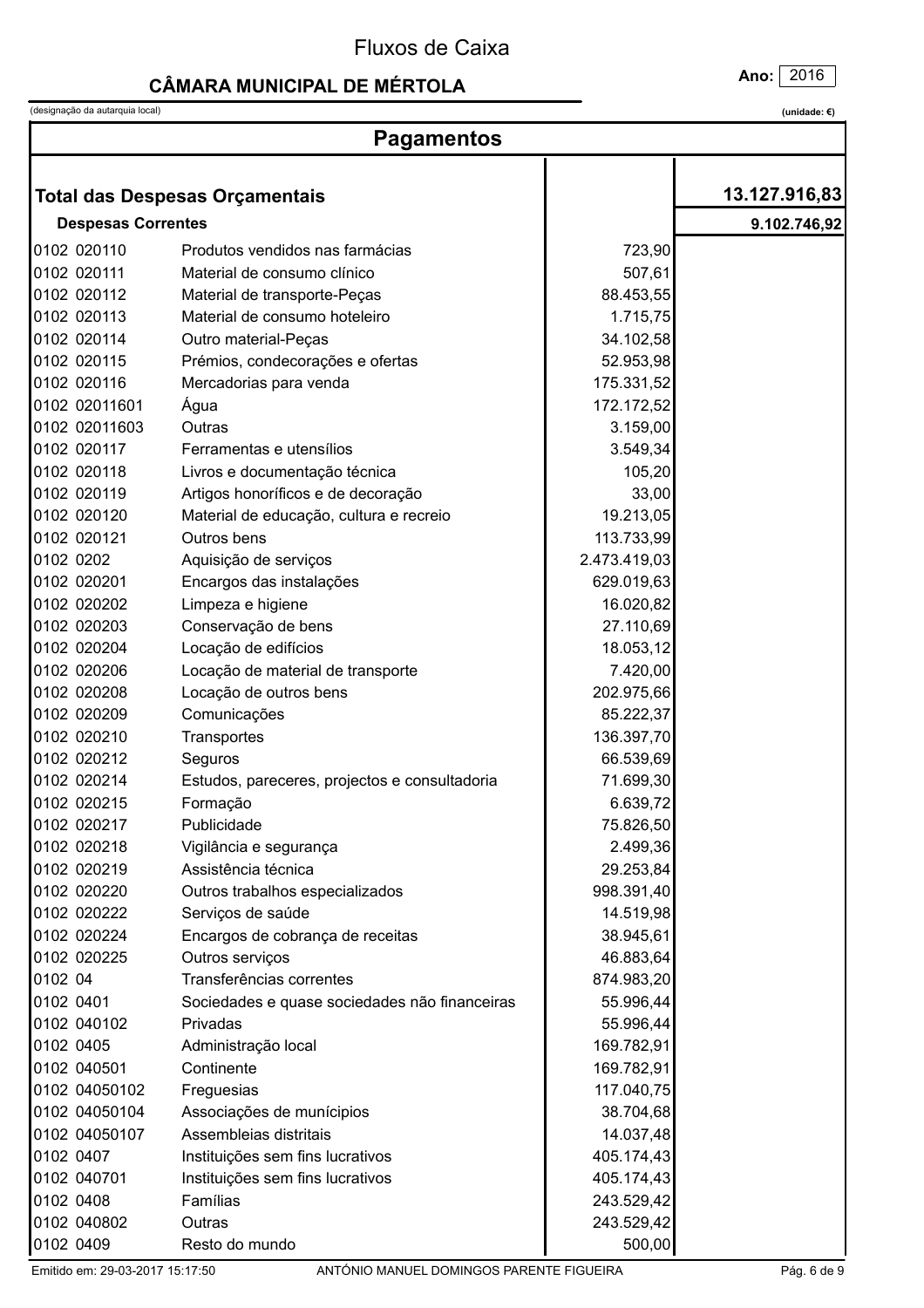# Fluxos de Caixa

## CÂMARA MUNICIPAL DE MÉRTOLA

**Ano:** 2016

(designação da autarquia local) **(unidade: €)**

### Pagamentos

| Código | Designação | | |
|---|---|---|---|
| | **Total das Despesas Orçamentais** | | **13.127.916,83** |
| | **Despesas Correntes** | | **9.102.746,92** |
| 0102 020110 | Produtos vendidos nas farmácias | 723,90 | |
| 0102 020111 | Material de consumo clínico | 507,61 | |
| 0102 020112 | Material de transporte-Peças | 88.453,55 | |
| 0102 020113 | Material de consumo hoteleiro | 1.715,75 | |
| 0102 020114 | Outro material-Peças | 34.102,58 | |
| 0102 020115 | Prémios, condecorações e ofertas | 52.953,98 | |
| 0102 020116 | Mercadorias para venda | 175.331,52 | |
| 0102 02011601 | Água | 172.172,52 | |
| 0102 02011603 | Outras | 3.159,00 | |
| 0102 020117 | Ferramentas e utensílios | 3.549,34 | |
| 0102 020118 | Livros e documentação técnica | 105,20 | |
| 0102 020119 | Artigos honoríficos e de decoração | 33,00 | |
| 0102 020120 | Material de educação, cultura e recreio | 19.213,05 | |
| 0102 020121 | Outros bens | 113.733,99 | |
| 0102 0202 | Aquisição de serviços | 2.473.419,03 | |
| 0102 020201 | Encargos das instalações | 629.019,63 | |
| 0102 020202 | Limpeza e higiene | 16.020,82 | |
| 0102 020203 | Conservação de bens | 27.110,69 | |
| 0102 020204 | Locação de edifícios | 18.053,12 | |
| 0102 020206 | Locação de material de transporte | 7.420,00 | |
| 0102 020208 | Locação de outros bens | 202.975,66 | |
| 0102 020209 | Comunicações | 85.222,37 | |
| 0102 020210 | Transportes | 136.397,70 | |
| 0102 020212 | Seguros | 66.539,69 | |
| 0102 020214 | Estudos, pareceres, projectos e consultadoria | 71.699,30 | |
| 0102 020215 | Formação | 6.639,72 | |
| 0102 020217 | Publicidade | 75.826,50 | |
| 0102 020218 | Vigilância e segurança | 2.499,36 | |
| 0102 020219 | Assistência técnica | 29.253,84 | |
| 0102 020220 | Outros trabalhos especializados | 998.391,40 | |
| 0102 020222 | Serviços de saúde | 14.519,98 | |
| 0102 020224 | Encargos de cobrança de receitas | 38.945,61 | |
| 0102 020225 | Outros serviços | 46.883,64 | |
| 0102 04 | Transferências correntes | 874.983,20 | |
| 0102 0401 | Sociedades e quase sociedades não financeiras | 55.996,44 | |
| 0102 040102 | Privadas | 55.996,44 | |
| 0102 0405 | Administração local | 169.782,91 | |
| 0102 040501 | Continente | 169.782,91 | |
| 0102 04050102 | Freguesias | 117.040,75 | |
| 0102 04050104 | Associações de munícipios | 38.704,68 | |
| 0102 04050107 | Assembleias distritais | 14.037,48 | |
| 0102 0407 | Instituições sem fins lucrativos | 405.174,43 | |
| 0102 040701 | Instituições sem fins lucrativos | 405.174,43 | |
| 0102 0408 | Famílias | 243.529,42 | |
| 0102 040802 | Outras | 243.529,42 | |
| 0102 0409 | Resto do mundo | 500,00 | |

Emitido em: 29-03-2017 15:17:50 — ANTÓNIO MANUEL DOMINGOS PARENTE FIGUEIRA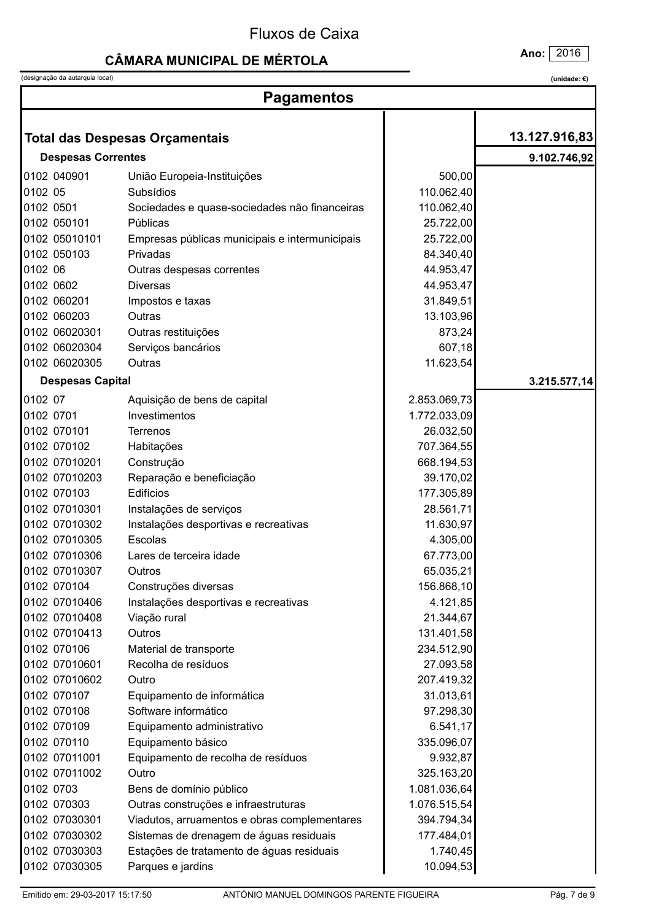# Fluxos de Caixa

## CÂMARA MUNICIPAL DE MÉRTOLA

**Ano:** 2016

(designação da autarquia local)

**(unidade: €)**

## Pagamentos

| Código | Descrição | | |
|---|---|---|---|
| | **Total das Despesas Orçamentais** | | **13.127.916,83** |
| | **Despesas Correntes** | | **9.102.746,92** |
| 0102 040901 | União Europeia-Instituições | 500,00 | |
| 0102 05 | Subsídios | 110.062,40 | |
| 0102 0501 | Sociedades e quase-sociedades não financeiras | 110.062,40 | |
| 0102 050101 | Públicas | 25.722,00 | |
| 0102 05010101 | Empresas públicas municipais e intermunicipais | 25.722,00 | |
| 0102 050103 | Privadas | 84.340,40 | |
| 0102 06 | Outras despesas correntes | 44.953,47 | |
| 0102 0602 | Diversas | 44.953,47 | |
| 0102 060201 | Impostos e taxas | 31.849,51 | |
| 0102 060203 | Outras | 13.103,96 | |
| 0102 06020301 | Outras restituições | 873,24 | |
| 0102 06020304 | Serviços bancários | 607,18 | |
| 0102 06020305 | Outras | 11.623,54 | |
| | **Despesas Capital** | | **3.215.577,14** |
| 0102 07 | Aquisição de bens de capital | 2.853.069,73 | |
| 0102 0701 | Investimentos | 1.772.033,09 | |
| 0102 070101 | Terrenos | 26.032,50 | |
| 0102 070102 | Habitações | 707.364,55 | |
| 0102 07010201 | Construção | 668.194,53 | |
| 0102 07010203 | Reparação e beneficiação | 39.170,02 | |
| 0102 070103 | Edifícios | 177.305,89 | |
| 0102 07010301 | Instalações de serviços | 28.561,71 | |
| 0102 07010302 | Instalações desportivas e recreativas | 11.630,97 | |
| 0102 07010305 | Escolas | 4.305,00 | |
| 0102 07010306 | Lares de terceira idade | 67.773,00 | |
| 0102 07010307 | Outros | 65.035,21 | |
| 0102 070104 | Construções diversas | 156.868,10 | |
| 0102 07010406 | Instalações desportivas e recreativas | 4.121,85 | |
| 0102 07010408 | Viação rural | 21.344,67 | |
| 0102 07010413 | Outros | 131.401,58 | |
| 0102 070106 | Material de transporte | 234.512,90 | |
| 0102 07010601 | Recolha de resíduos | 27.093,58 | |
| 0102 07010602 | Outro | 207.419,32 | |
| 0102 070107 | Equipamento de informática | 31.013,61 | |
| 0102 070108 | Software informático | 97.298,30 | |
| 0102 070109 | Equipamento administrativo | 6.541,17 | |
| 0102 070110 | Equipamento básico | 335.096,07 | |
| 0102 07011001 | Equipamento de recolha de resíduos | 9.932,87 | |
| 0102 07011002 | Outro | 325.163,20 | |
| 0102 0703 | Bens de domínio público | 1.081.036,64 | |
| 0102 070303 | Outras construções e infraestruturas | 1.076.515,54 | |
| 0102 07030301 | Viadutos, arruamentos e obras complementares | 394.794,34 | |
| 0102 07030302 | Sistemas de drenagem de águas residuais | 177.484,01 | |
| 0102 07030303 | Estações de tratamento de águas residuais | 1.740,45 | |
| 0102 07030305 | Parques e jardins | 10.094,53 | |

Emitido em: 29-03-2017 15:17:50 ANTÓNIO MANUEL DOMINGOS PARENTE FIGUEIRA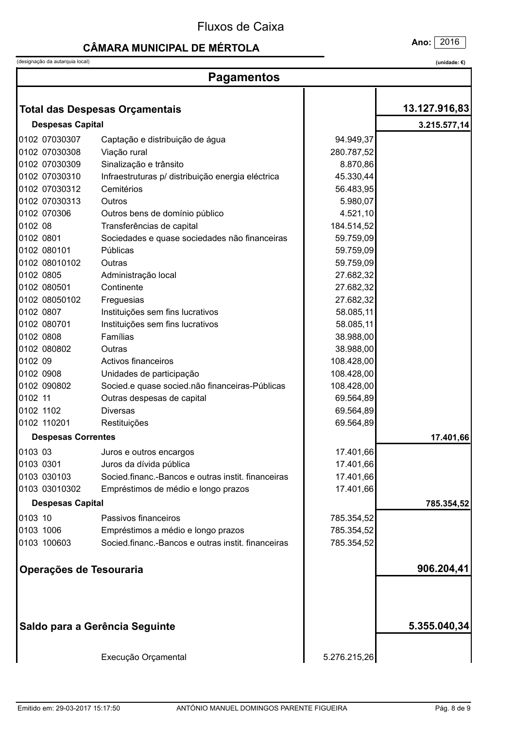# Fluxos de Caixa

## CÂMARA MUNICIPAL DE MÉRTOLA

**Ano:** 2016

(designação da autarquia local)

**(unidade: €)**

## Pagamentos

| | | | |
|---|---|---|---|
| **Total das Despesas Orçamentais** | | | **13.127.916,83** |
| **Despesas Capital** | | | **3.215.577,14** |
| 0102 07030307 | Captação e distribuição de água | 94.949,37 | |
| 0102 07030308 | Viação rural | 280.787,52 | |
| 0102 07030309 | Sinalização e trânsito | 8.870,86 | |
| 0102 07030310 | Infraestruturas p/ distribuição energia eléctrica | 45.330,44 | |
| 0102 07030312 | Cemitérios | 56.483,95 | |
| 0102 07030313 | Outros | 5.980,07 | |
| 0102 070306 | Outros bens de domínio público | 4.521,10 | |
| 0102 08 | Transferências de capital | 184.514,52 | |
| 0102 0801 | Sociedades e quase sociedades não financeiras | 59.759,09 | |
| 0102 080101 | Públicas | 59.759,09 | |
| 0102 08010102 | Outras | 59.759,09 | |
| 0102 0805 | Administração local | 27.682,32 | |
| 0102 080501 | Continente | 27.682,32 | |
| 0102 08050102 | Freguesias | 27.682,32 | |
| 0102 0807 | Instituições sem fins lucrativos | 58.085,11 | |
| 0102 080701 | Instituições sem fins lucrativos | 58.085,11 | |
| 0102 0808 | Famílias | 38.988,00 | |
| 0102 080802 | Outras | 38.988,00 | |
| 0102 09 | Activos financeiros | 108.428,00 | |
| 0102 0908 | Unidades de participação | 108.428,00 | |
| 0102 090802 | Socied.e quase socied.não financeiras-Públicas | 108.428,00 | |
| 0102 11 | Outras despesas de capital | 69.564,89 | |
| 0102 1102 | Diversas | 69.564,89 | |
| 0102 110201 | Restituições | 69.564,89 | |
| **Despesas Correntes** | | | **17.401,66** |
| 0103 03 | Juros e outros encargos | 17.401,66 | |
| 0103 0301 | Juros da dívida pública | 17.401,66 | |
| 0103 030103 | Socied.financ.-Bancos e outras instit. financeiras | 17.401,66 | |
| 0103 03010302 | Empréstimos de médio e longo prazos | 17.401,66 | |
| **Despesas Capital** | | | **785.354,52** |
| 0103 10 | Passivos financeiros | 785.354,52 | |
| 0103 1006 | Empréstimos a médio e longo prazos | 785.354,52 | |
| 0103 100603 | Socied.financ.-Bancos e outras instit. financeiras | 785.354,52 | |
| **Operações de Tesouraria** | | | **906.204,41** |
| **Saldo para a Gerência Seguinte** | | | **5.355.040,34** |
| | Execução Orçamental | 5.276.215,26 | |

Emitido em: 29-03-2017 15:17:50 — ANTÓNIO MANUEL DOMINGOS PARENTE FIGUEIRA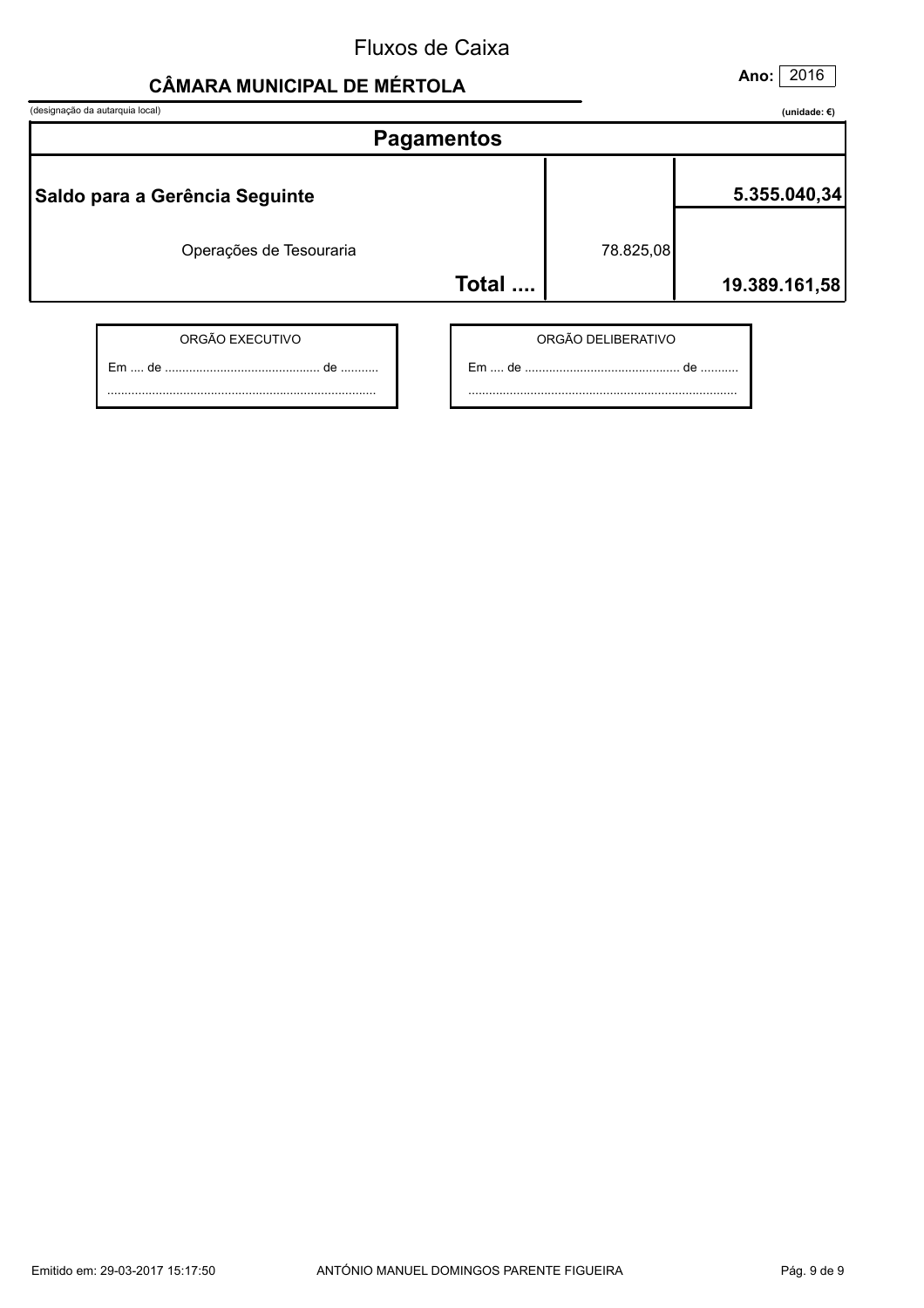# Fluxos de Caixa

## CÂMARA MUNICIPAL DE MÉRTOLA

**Ano:** 2016

(designação da autarquia local)

**(unidade: €)**

| Pagamentos | | |
|---|---|---|
| **Saldo para a Gerência Seguinte** | | **5.355.040,34** |
| Operações de Tesouraria | 78.825,08 | |
| **Total ....** | | **19.389.161,58** |

| ORGÃO EXECUTIVO | ORGÃO DELIBERATIVO |
|---|---|
| Em .... de ............................................ de ........... | Em .... de ............................................ de ........... |
| ............................................................................ | ............................................................................ |

Emitido em: 29-03-2017 15:17:50

ANTÓNIO MANUEL DOMINGOS PARENTE FIGUEIRA